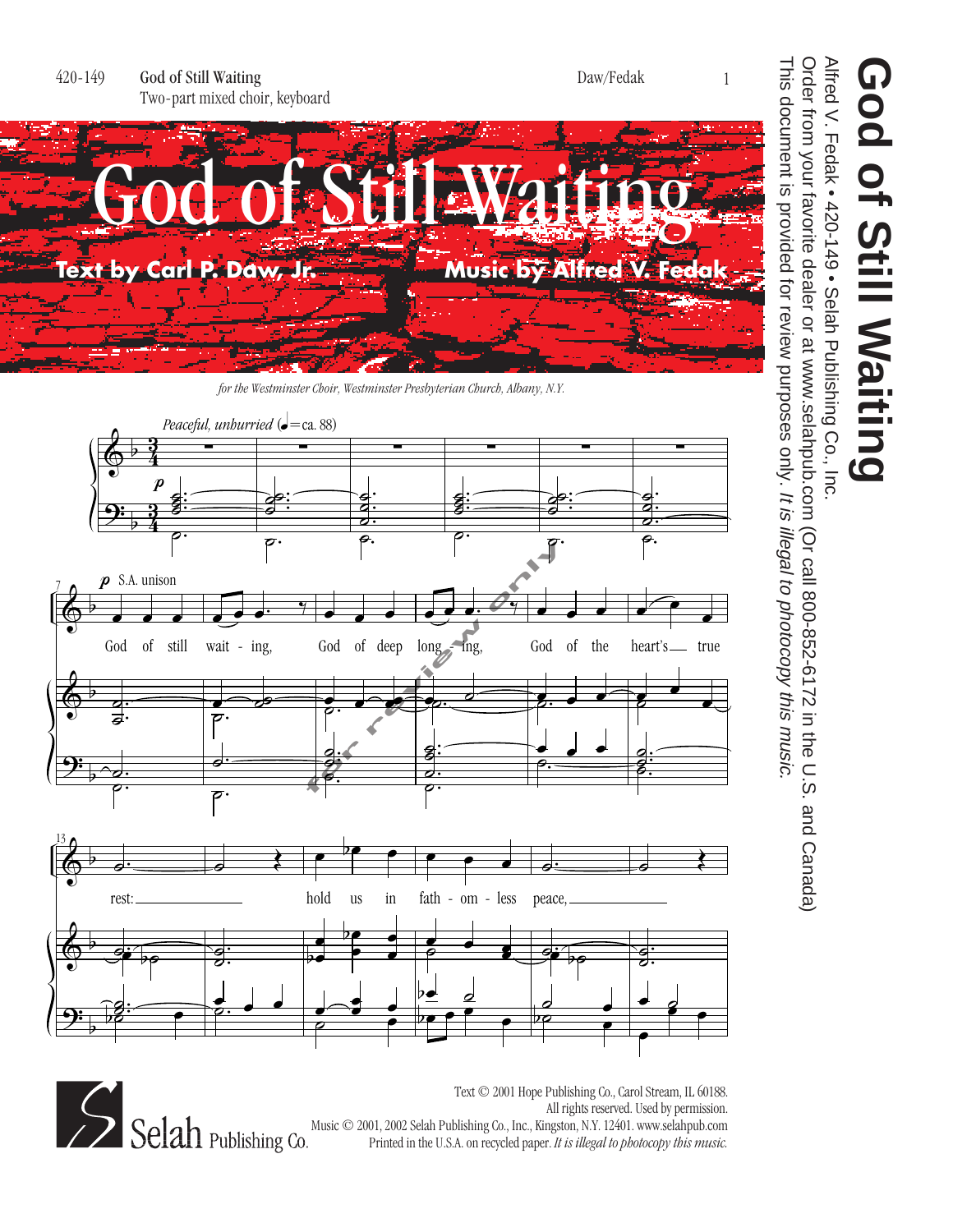420-149 **God of Still Waiting**
Two-part mixed choir, keyboard

Daw/Fedak

# God of Still Waiting

**Text by Carl P. Daw, Jr.** **Music by Alfred V. Fedak**

*for the Westminster Choir, Westminster Presbyterian Church, Albany, N.Y.*

*Peaceful, unhurried* (♩=ca. 88)

*p* S.A. unison

God of still wait - ing, God of deep long - ing, God of the heart's true rest: hold us in fath - om - less peace,

# God of Still Waiting

Alfred V. Fedak • 420-149 • Selah Publishing Co., Inc.

Order from your favorite dealer or at www.selahpub.com (Or call 800-852-6172 in the U.S. and Canada)

This document is provided for review purposes only. *It is illegal to photocopy this music.*

Selah Publishing Co.

Text © 2001 Hope Publishing Co., Carol Stream, IL 60188.
All rights reserved. Used by permission.
Music © 2001, 2002 Selah Publishing Co., Inc., Kingston, N.Y. 12401. www.selahpub.com
Printed in the U.S.A. on recycled paper. *It is illegal to photocopy this music.*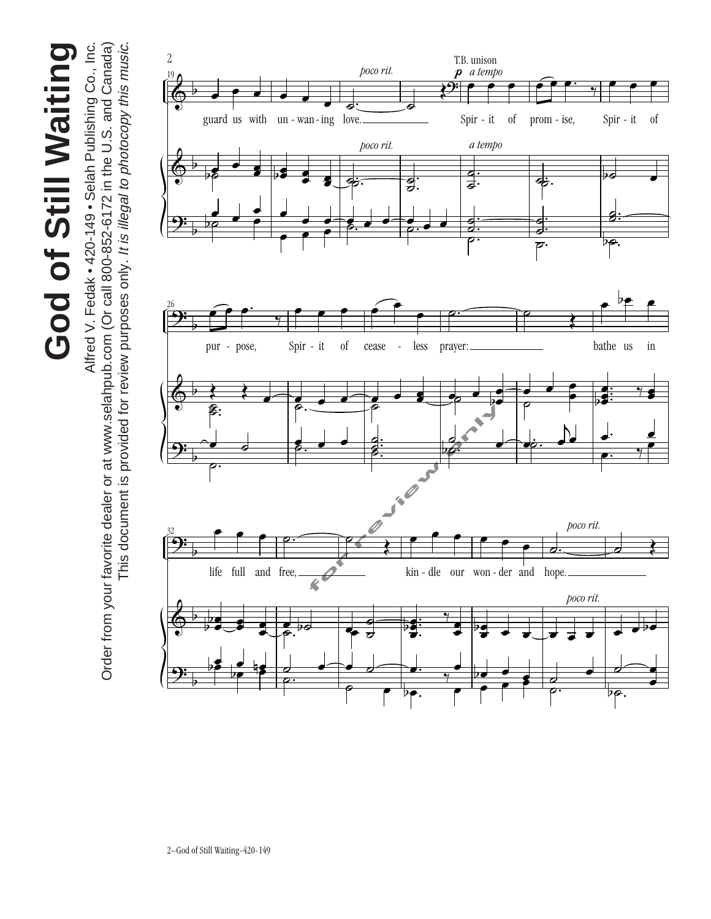guard us with un-wan-ing love.

*poco rit.*

T.B. unison

**p** *a tempo*

Spir-it of prom-ise, Spir-it of pur-pose, Spir-it of cease-less prayer: bathe us in life full and free, kin-dle our won-der and hope.

*poco rit.*

*a tempo*

*poco rit.*

for review only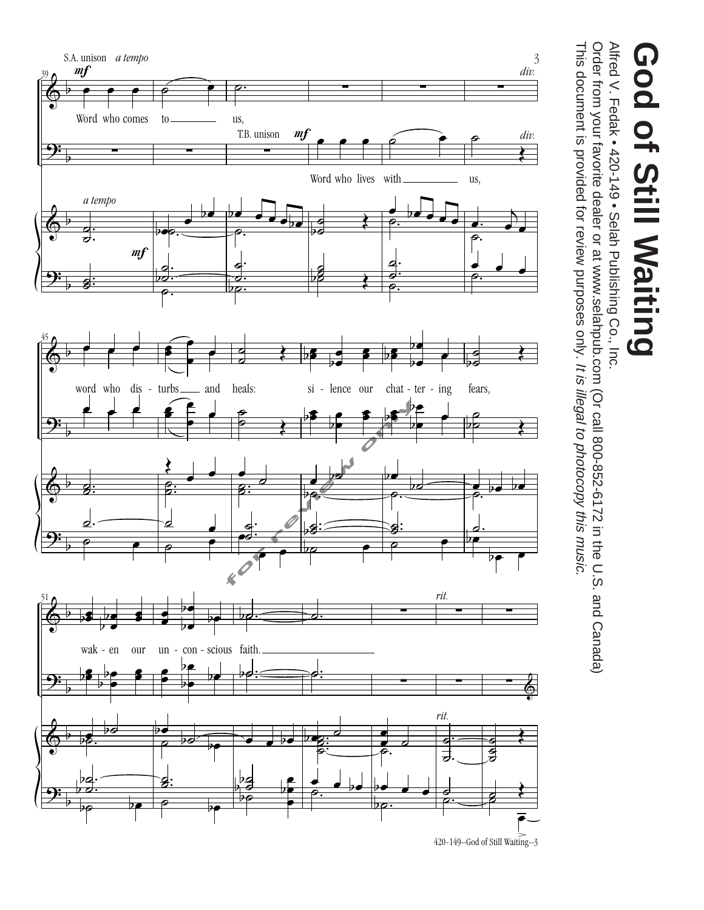# God of Still Waiting

Alfred V. Fedak • 420-149 • Selah Publishing Co., Inc.

Order from your favorite dealer or at www.selahpub.com (Or call 800-852-6172 in the U.S. and Canada)

This document is provided for review purposes only. *It is illegal to photocopy this music.*

S.A. unison *a tempo* *mf*

Word who comes to us,

T.B. unison *mf*

Word who lives with us,

*a tempo* *mf* *div.*

word who dis - turbs and heals: si - lence our chat - ter - ing fears,

wak - en our un - con - scious faith.

*rit.*

420-149–God of Still Waiting–3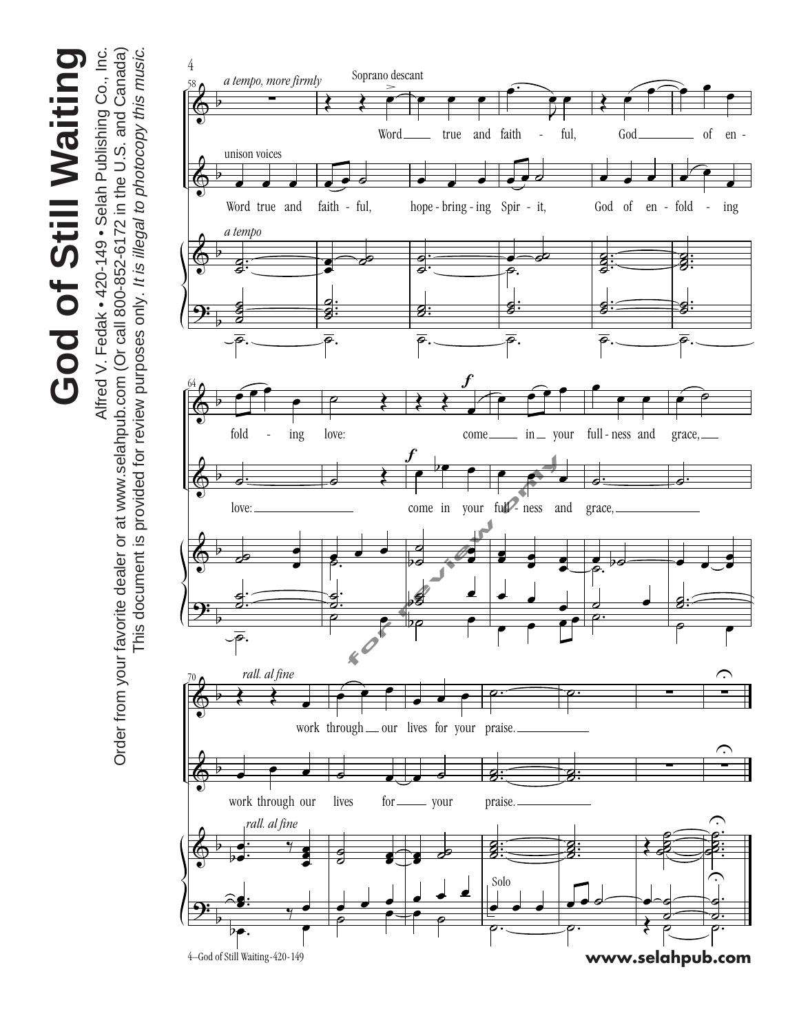# God of Still Waiting

Alfred V. Fedak • 420-149 • Selah Publishing Co., Inc.

Order from your favorite dealer or at www.selahpub.com (Or call 800-852-6172 in the U.S. and Canada)

This document is provided for review purposes only. *It is illegal to photocopy this music.*

58 *a tempo, more firmly* — Soprano descant

Word true and faith - ful, God of en -

unison voices

Word true and faith - ful, hope - bring - ing Spir - it, God of en - fold - ing

*a tempo*

64

fold - ing love: come in your full - ness and grace,

love: come in your full - ness and grace,

70 *rall. al fine*

work through our lives for your praise.

work through our lives for your praise.

*rall. al fine*

Solo

4–God of Still Waiting-420-149

www.selahpub.com